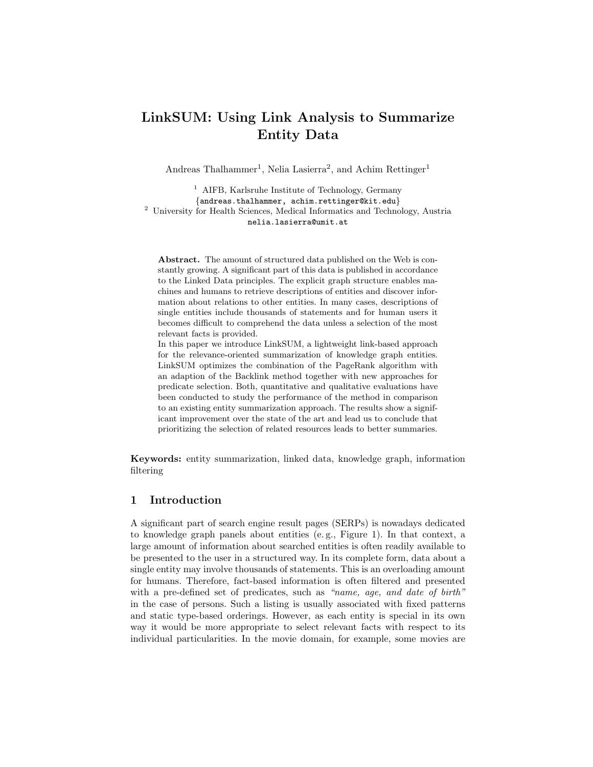# LinkSUM: Using Link Analysis to Summarize Entity Data

Andreas Thalhammer[1], Nelia Lasierra[2], and Achim Rettinger[1]

[1] AIFB, Karlsruhe Institute of Technology, Germany
{andreas.thalhammer, achim.rettinger@kit.edu}
[2] University for Health Sciences, Medical Informatics and Technology, Austria
nelia.lasierra@umit.at

**Abstract.** The amount of structured data published on the Web is constantly growing. A significant part of this data is published in accordance to the Linked Data principles. The explicit graph structure enables machines and humans to retrieve descriptions of entities and discover information about relations to other entities. In many cases, descriptions of single entities include thousands of statements and for human users it becomes difficult to comprehend the data unless a selection of the most relevant facts is provided.
In this paper we introduce LinkSUM, a lightweight link-based approach for the relevance-oriented summarization of knowledge graph entities. LinkSUM optimizes the combination of the PageRank algorithm with an adaption of the Backlink method together with new approaches for predicate selection. Both, quantitative and qualitative evaluations have been conducted to study the performance of the method in comparison to an existing entity summarization approach. The results show a significant improvement over the state of the art and lead us to conclude that prioritizing the selection of related resources leads to better summaries.

**Keywords:** entity summarization, linked data, knowledge graph, information filtering

## 1 Introduction

A significant part of search engine result pages (SERPs) is nowadays dedicated to knowledge graph panels about entities (e. g., Figure 1). In that context, a large amount of information about searched entities is often readily available to be presented to the user in a structured way. In its complete form, data about a single entity may involve thousands of statements. This is an overloading amount for humans. Therefore, fact-based information is often filtered and presented with a pre-defined set of predicates, such as *"name, age, and date of birth"* in the case of persons. Such a listing is usually associated with fixed patterns and static type-based orderings. However, as each entity is special in its own way it would be more appropriate to select relevant facts with respect to its individual particularities. In the movie domain, for example, some movies are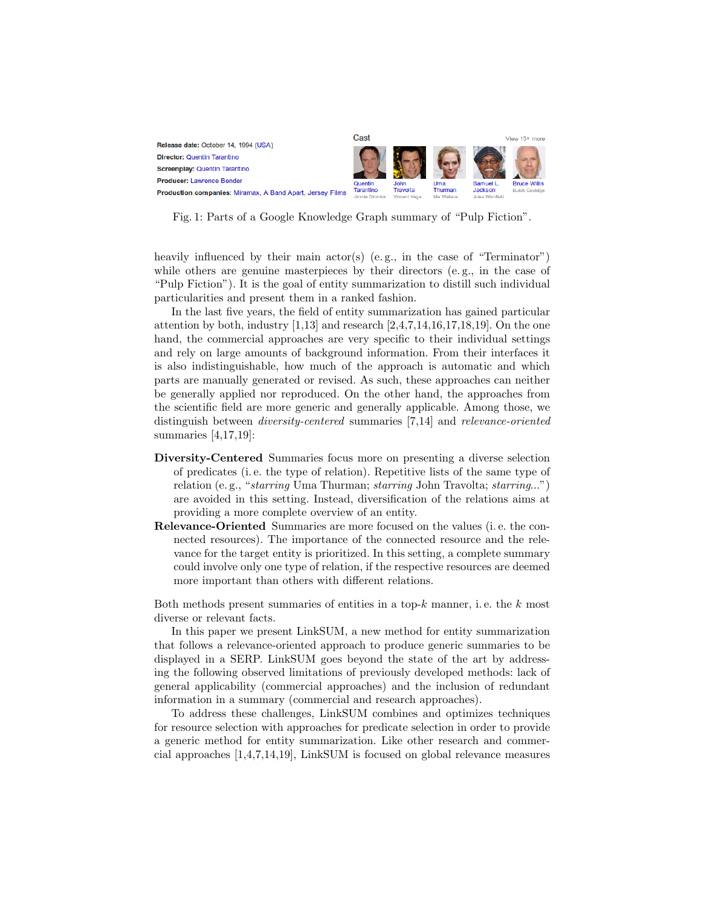Release date: October 14, 1994 (USA)
Director: Quentin Tarantino
Screenplay: Quentin Tarantino
Producer: Lawrence Bender
Production companies: Miramax, A Band Apart, Jersey Films

Cast
View 15+ more
Quentin Tarantino
Jimmie Dimmick
John Travolta
Vincent Vega
Uma Thurman
Mia Wallace
Samuel L. Jackson
Jules Winnfield
Bruce Willis
Butch Coolidge

Fig. 1: Parts of a Google Knowledge Graph summary of "Pulp Fiction".

heavily influenced by their main actor(s) (e. g., in the case of "Terminator") while others are genuine masterpieces by their directors (e. g., in the case of "Pulp Fiction"). It is the goal of entity summarization to distill such individual particularities and present them in a ranked fashion.

In the last five years, the field of entity summarization has gained particular attention by both, industry [1,13] and research [2,4,7,14,16,17,18,19]. On the one hand, the commercial approaches are very specific to their individual settings and rely on large amounts of background information. From their interfaces it is also indistinguishable, how much of the approach is automatic and which parts are manually generated or revised. As such, these approaches can neither be generally applied nor reproduced. On the other hand, the approaches from the scientific field are more generic and generally applicable. Among those, we distinguish between *diversity-centered* summaries [7,14] and *relevance-oriented* summaries [4,17,19]:

**Diversity-Centered** Summaries focus more on presenting a diverse selection of predicates (i. e. the type of relation). Repetitive lists of the same type of relation (e. g., "*starring* Uma Thurman; *starring* John Travolta; *starring*...") are avoided in this setting. Instead, diversification of the relations aims at providing a more complete overview of an entity.

**Relevance-Oriented** Summaries are more focused on the values (i. e. the connected resources). The importance of the connected resource and the relevance for the target entity is prioritized. In this setting, a complete summary could involve only one type of relation, if the respective resources are deemed more important than others with different relations.

Both methods present summaries of entities in a top-$k$ manner, i. e. the $k$ most diverse or relevant facts.

In this paper we present LinkSUM, a new method for entity summarization that follows a relevance-oriented approach to produce generic summaries to be displayed in a SERP. LinkSUM goes beyond the state of the art by addressing the following observed limitations of previously developed methods: lack of general applicability (commercial approaches) and the inclusion of redundant information in a summary (commercial and research approaches).

To address these challenges, LinkSUM combines and optimizes techniques for resource selection with approaches for predicate selection in order to provide a generic method for entity summarization. Like other research and commercial approaches [1,4,7,14,19], LinkSUM is focused on global relevance measures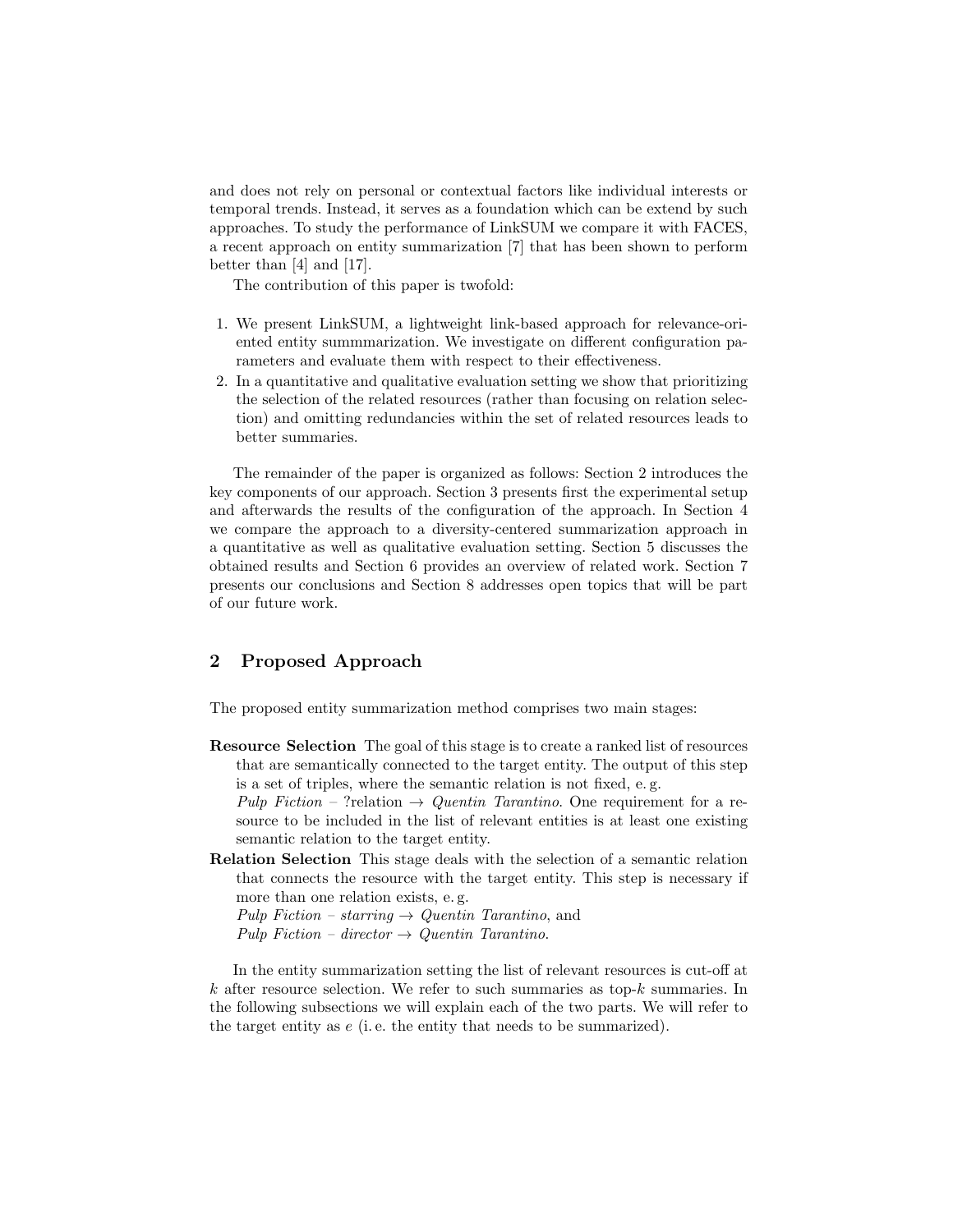and does not rely on personal or contextual factors like individual interests or temporal trends. Instead, it serves as a foundation which can be extend by such approaches. To study the performance of LinkSUM we compare it with FACES, a recent approach on entity summarization [7] that has been shown to perform better than [4] and [17].

The contribution of this paper is twofold:

1. We present LinkSUM, a lightweight link-based approach for relevance-oriented entity summmarization. We investigate on different configuration parameters and evaluate them with respect to their effectiveness.
2. In a quantitative and qualitative evaluation setting we show that prioritizing the selection of the related resources (rather than focusing on relation selection) and omitting redundancies within the set of related resources leads to better summaries.

The remainder of the paper is organized as follows: Section 2 introduces the key components of our approach. Section 3 presents first the experimental setup and afterwards the results of the configuration of the approach. In Section 4 we compare the approach to a diversity-centered summarization approach in a quantitative as well as qualitative evaluation setting. Section 5 discusses the obtained results and Section 6 provides an overview of related work. Section 7 presents our conclusions and Section 8 addresses open topics that will be part of our future work.

## 2 Proposed Approach

The proposed entity summarization method comprises two main stages:

**Resource Selection** The goal of this stage is to create a ranked list of resources that are semantically connected to the target entity. The output of this step is a set of triples, where the semantic relation is not fixed, e. g. *Pulp Fiction* – ?relation → *Quentin Tarantino*. One requirement for a resource to be included in the list of relevant entities is at least one existing semantic relation to the target entity.

**Relation Selection** This stage deals with the selection of a semantic relation that connects the resource with the target entity. This step is necessary if more than one relation exists, e. g.
*Pulp Fiction – starring → Quentin Tarantino*, and
*Pulp Fiction – director → Quentin Tarantino*.

In the entity summarization setting the list of relevant resources is cut-off at $k$ after resource selection. We refer to such summaries as top-$k$ summaries. In the following subsections we will explain each of the two parts. We will refer to the target entity as $e$ (i. e. the entity that needs to be summarized).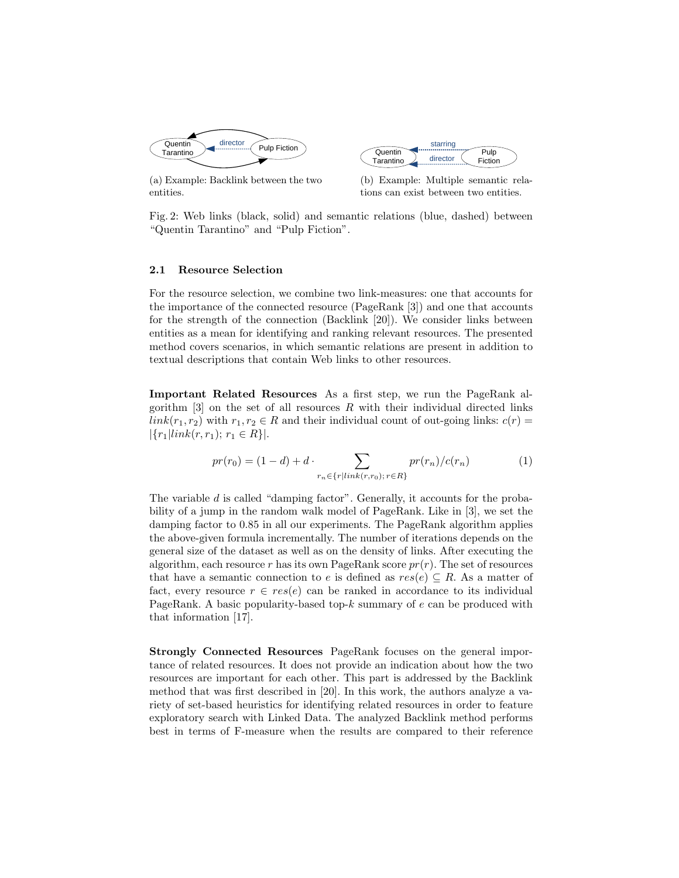(a) Example: Backlink between the two entities.

(b) Example: Multiple semantic relations can exist between two entities.

Fig. 2: Web links (black, solid) and semantic relations (blue, dashed) between "Quentin Tarantino" and "Pulp Fiction".

### 2.1 Resource Selection

For the resource selection, we combine two link-measures: one that accounts for the importance of the connected resource (PageRank [3]) and one that accounts for the strength of the connection (Backlink [20]). We consider links between entities as a mean for identifying and ranking relevant resources. The presented method covers scenarios, in which semantic relations are present in addition to textual descriptions that contain Web links to other resources.

**Important Related Resources** As a first step, we run the PageRank algorithm [3] on the set of all resources $R$ with their individual directed links $link(r_1, r_2)$ with $r_1, r_2 \in R$ and their individual count of out-going links: $c(r) = |\{r_1 | link(r, r_1);\, r_1 \in R\}|$.

$$pr(r_0) = (1 - d) + d \cdot \sum_{r_n \in \{r | link(r, r_0);\, r \in R\}} pr(r_n)/c(r_n) \tag{1}$$

The variable $d$ is called "damping factor". Generally, it accounts for the probability of a jump in the random walk model of PageRank. Like in [3], we set the damping factor to 0.85 in all our experiments. The PageRank algorithm applies the above-given formula incrementally. The number of iterations depends on the general size of the dataset as well as on the density of links. After executing the algorithm, each resource $r$ has its own PageRank score $pr(r)$. The set of resources that have a semantic connection to $e$ is defined as $res(e) \subseteq R$. As a matter of fact, every resource $r \in res(e)$ can be ranked in accordance to its individual PageRank. A basic popularity-based top-$k$ summary of $e$ can be produced with that information [17].

**Strongly Connected Resources** PageRank focuses on the general importance of related resources. It does not provide an indication about how the two resources are important for each other. This part is addressed by the Backlink method that was first described in [20]. In this work, the authors analyze a variety of set-based heuristics for identifying related resources in order to feature exploratory search with Linked Data. The analyzed Backlink method performs best in terms of F-measure when the results are compared to their reference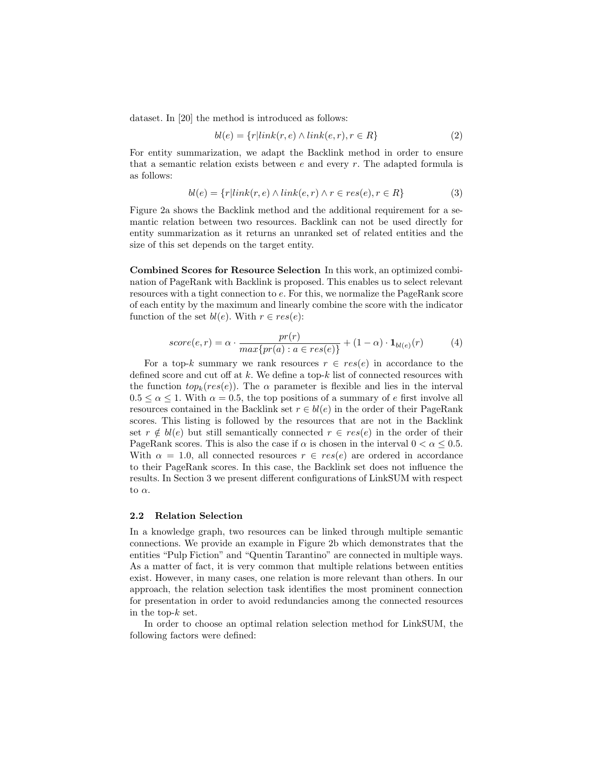dataset. In [20] the method is introduced as follows:

$$bl(e) = \{r | link(r, e) \wedge link(e, r), r \in R\} \tag{2}$$

For entity summarization, we adapt the Backlink method in order to ensure that a semantic relation exists between $e$ and every $r$. The adapted formula is as follows:

$$bl(e) = \{r | link(r, e) \wedge link(e, r) \wedge r \in res(e), r \in R\} \tag{3}$$

Figure 2a shows the Backlink method and the additional requirement for a semantic relation between two resources. Backlink can not be used directly for entity summarization as it returns an unranked set of related entities and the size of this set depends on the target entity.

**Combined Scores for Resource Selection** In this work, an optimized combination of PageRank with Backlink is proposed. This enables us to select relevant resources with a tight connection to $e$. For this, we normalize the PageRank score of each entity by the maximum and linearly combine the score with the indicator function of the set $bl(e)$. With $r \in res(e)$:

$$score(e, r) = \alpha \cdot \frac{pr(r)}{max\{pr(a) : a \in res(e)\}} + (1 - \alpha) \cdot \mathbf{1}_{bl(e)}(r) \tag{4}$$

For a top-$k$ summary we rank resources $r \in res(e)$ in accordance to the defined score and cut off at $k$. We define a top-$k$ list of connected resources with the function $top_k(res(e))$. The $\alpha$ parameter is flexible and lies in the interval $0.5 \leq \alpha \leq 1$. With $\alpha = 0.5$, the top positions of a summary of $e$ first involve all resources contained in the Backlink set $r \in bl(e)$ in the order of their PageRank scores. This listing is followed by the resources that are not in the Backlink set $r \notin bl(e)$ but still semantically connected $r \in res(e)$ in the order of their PageRank scores. This is also the case if $\alpha$ is chosen in the interval $0 < \alpha \leq 0.5$. With $\alpha = 1.0$, all connected resources $r \in res(e)$ are ordered in accordance to their PageRank scores. In this case, the Backlink set does not influence the results. In Section 3 we present different configurations of LinkSUM with respect to $\alpha$.

### 2.2 Relation Selection

In a knowledge graph, two resources can be linked through multiple semantic connections. We provide an example in Figure 2b which demonstrates that the entities "Pulp Fiction" and "Quentin Tarantino" are connected in multiple ways. As a matter of fact, it is very common that multiple relations between entities exist. However, in many cases, one relation is more relevant than others. In our approach, the relation selection task identifies the most prominent connection for presentation in order to avoid redundancies among the connected resources in the top-$k$ set.

In order to choose an optimal relation selection method for LinkSUM, the following factors were defined: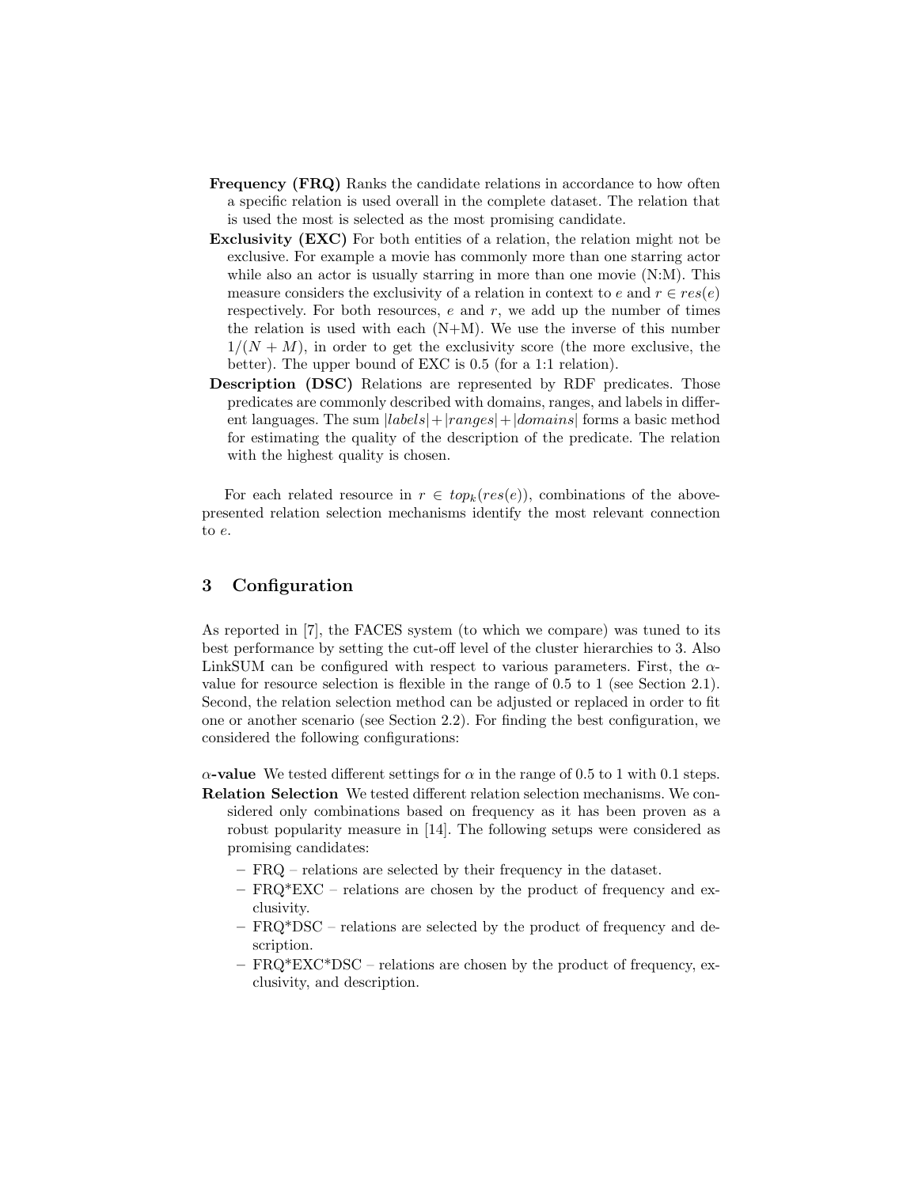**Frequency (FRQ)** Ranks the candidate relations in accordance to how often a specific relation is used overall in the complete dataset. The relation that is used the most is selected as the most promising candidate.

**Exclusivity (EXC)** For both entities of a relation, the relation might not be exclusive. For example a movie has commonly more than one starring actor while also an actor is usually starring in more than one movie (N:M). This measure considers the exclusivity of a relation in context to $e$ and $r \in res(e)$ respectively. For both resources, $e$ and $r$, we add up the number of times the relation is used with each (N+M). We use the inverse of this number $1/(N + M)$, in order to get the exclusivity score (the more exclusive, the better). The upper bound of EXC is 0.5 (for a 1:1 relation).

**Description (DSC)** Relations are represented by RDF predicates. Those predicates are commonly described with domains, ranges, and labels in different languages. The sum $|labels| + |ranges| + |domains|$ forms a basic method for estimating the quality of the description of the predicate. The relation with the highest quality is chosen.

For each related resource in $r \in top_k(res(e))$, combinations of the above-presented relation selection mechanisms identify the most relevant connection to $e$.

## 3 Configuration

As reported in [7], the FACES system (to which we compare) was tuned to its best performance by setting the cut-off level of the cluster hierarchies to 3. Also LinkSUM can be configured with respect to various parameters. First, the $\alpha$-value for resource selection is flexible in the range of 0.5 to 1 (see Section 2.1). Second, the relation selection method can be adjusted or replaced in order to fit one or another scenario (see Section 2.2). For finding the best configuration, we considered the following configurations:

**$\alpha$-value** We tested different settings for $\alpha$ in the range of 0.5 to 1 with 0.1 steps.

**Relation Selection** We tested different relation selection mechanisms. We considered only combinations based on frequency as it has been proven as a robust popularity measure in [14]. The following setups were considered as promising candidates:

- FRQ – relations are selected by their frequency in the dataset.
- FRQ*EXC – relations are chosen by the product of frequency and exclusivity.
- FRQ*DSC – relations are selected by the product of frequency and description.
- FRQ*EXC*DSC – relations are chosen by the product of frequency, exclusivity, and description.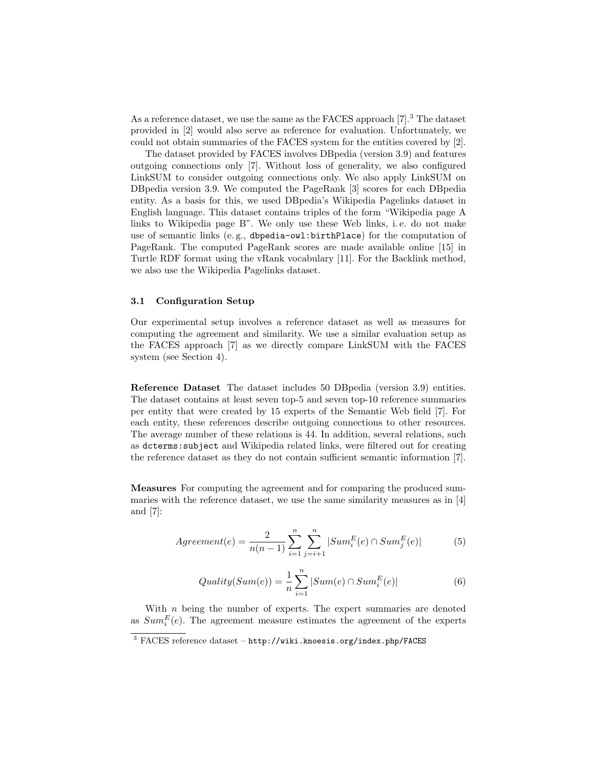As a reference dataset, we use the same as the FACES approach [7].[3] The dataset provided in [2] would also serve as reference for evaluation. Unfortunately, we could not obtain summaries of the FACES system for the entities covered by [2].

The dataset provided by FACES involves DBpedia (version 3.9) and features outgoing connections only [7]. Without loss of generality, we also configured LinkSUM to consider outgoing connections only. We also apply LinkSUM on DBpedia version 3.9. We computed the PageRank [3] scores for each DBpedia entity. As a basis for this, we used DBpedia's Wikipedia Pagelinks dataset in English language. This dataset contains triples of the form "Wikipedia page A links to Wikipedia page B". We only use these Web links, i. e. do not make use of semantic links (e. g., `dbpedia-owl:birthPlace`) for the computation of PageRank. The computed PageRank scores are made available online [15] in Turtle RDF format using the vRank vocabulary [11]. For the Backlink method, we also use the Wikipedia Pagelinks dataset.

### 3.1 Configuration Setup

Our experimental setup involves a reference dataset as well as measures for computing the agreement and similarity. We use a similar evaluation setup as the FACES approach [7] as we directly compare LinkSUM with the FACES system (see Section 4).

**Reference Dataset** The dataset includes 50 DBpedia (version 3.9) entities. The dataset contains at least seven top-5 and seven top-10 reference summaries per entity that were created by 15 experts of the Semantic Web field [7]. For each entity, these references describe outgoing connections to other resources. The average number of these relations is 44. In addition, several relations, such as `dcterms:subject` and Wikipedia related links, were filtered out for creating the reference dataset as they do not contain sufficient semantic information [7].

**Measures** For computing the agreement and for comparing the produced summaries with the reference dataset, we use the same similarity measures as in [4] and [7]:

$$Agreement(e) = \frac{2}{n(n-1)} \sum_{i=1}^{n} \sum_{j=i+1}^{n} |Sum_i^E(e) \cap Sum_j^E(e)| \tag{5}$$

$$Quality(Sum(e)) = \frac{1}{n} \sum_{i=1}^{n} |Sum(e) \cap Sum_i^E(e)| \tag{6}$$

With $n$ being the number of experts. The expert summaries are denoted as $Sum_i^E(e)$. The agreement measure estimates the agreement of the experts

---

[3] FACES reference dataset – `http://wiki.knoesis.org/index.php/FACES`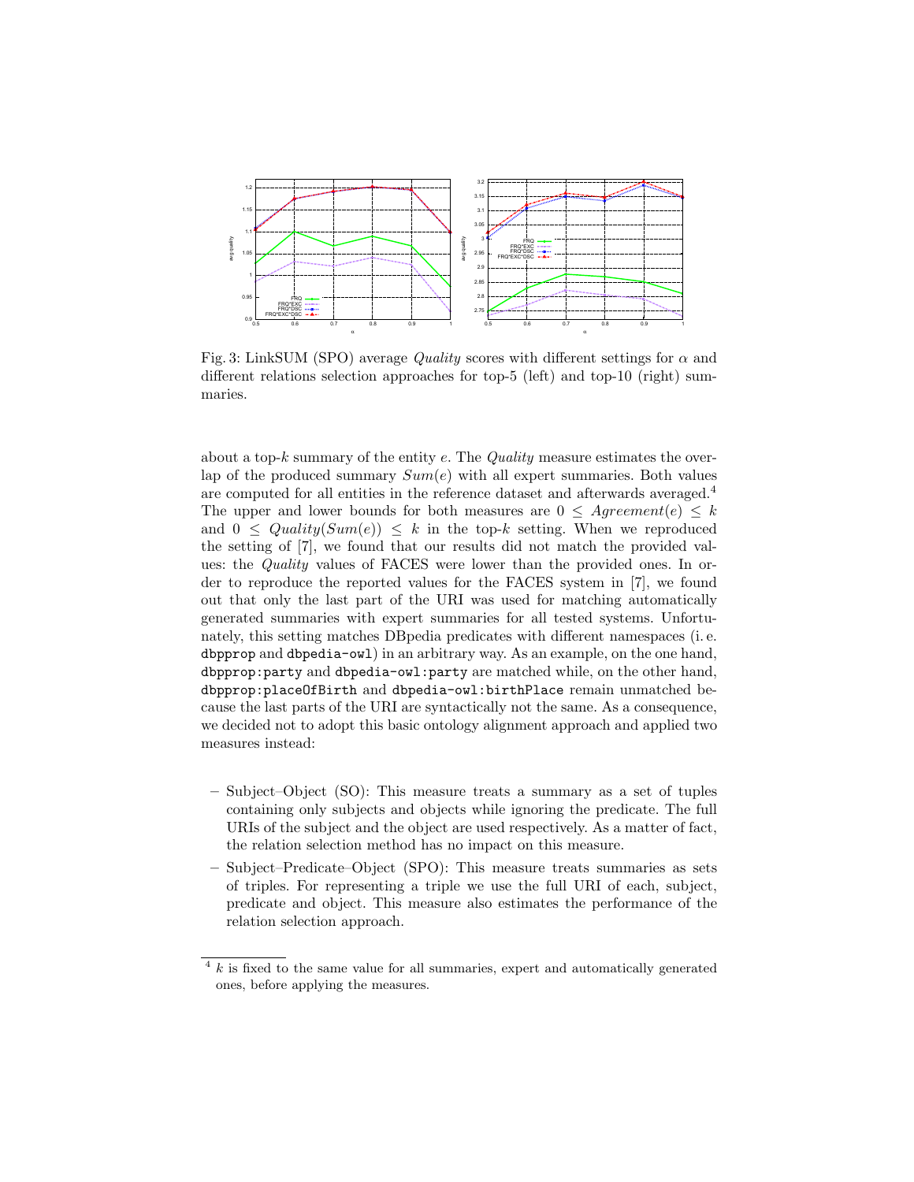Fig. 3: LinkSUM (SPO) average *Quality* scores with different settings for $\alpha$ and different relations selection approaches for top-5 (left) and top-10 (right) summaries.

about a top-$k$ summary of the entity $e$. The *Quality* measure estimates the overlap of the produced summary $Sum(e)$ with all expert summaries. Both values are computed for all entities in the reference dataset and afterwards averaged.[4] The upper and lower bounds for both measures are $0 \leq Agreement(e) \leq k$ and $0 \leq Quality(Sum(e)) \leq k$ in the top-$k$ setting. When we reproduced the setting of [7], we found that our results did not match the provided values: the *Quality* values of FACES were lower than the provided ones. In order to reproduce the reported values for the FACES system in [7], we found out that only the last part of the URI was used for matching automatically generated summaries with expert summaries for all tested systems. Unfortunately, this setting matches DBpedia predicates with different namespaces (i. e. `dbpprop` and `dbpedia-owl`) in an arbitrary way. As an example, on the one hand, `dbpprop:party` and `dbpedia-owl:party` are matched while, on the other hand, `dbpprop:placeOfBirth` and `dbpedia-owl:birthPlace` remain unmatched because the last parts of the URI are syntactically not the same. As a consequence, we decided not to adopt this basic ontology alignment approach and applied two measures instead:

- Subject–Object (SO): This measure treats a summary as a set of tuples containing only subjects and objects while ignoring the predicate. The full URIs of the subject and the object are used respectively. As a matter of fact, the relation selection method has no impact on this measure.
- Subject–Predicate–Object (SPO): This measure treats summaries as sets of triples. For representing a triple we use the full URI of each, subject, predicate and object. This measure also estimates the performance of the relation selection approach.

[4] $k$ is fixed to the same value for all summaries, expert and automatically generated ones, before applying the measures.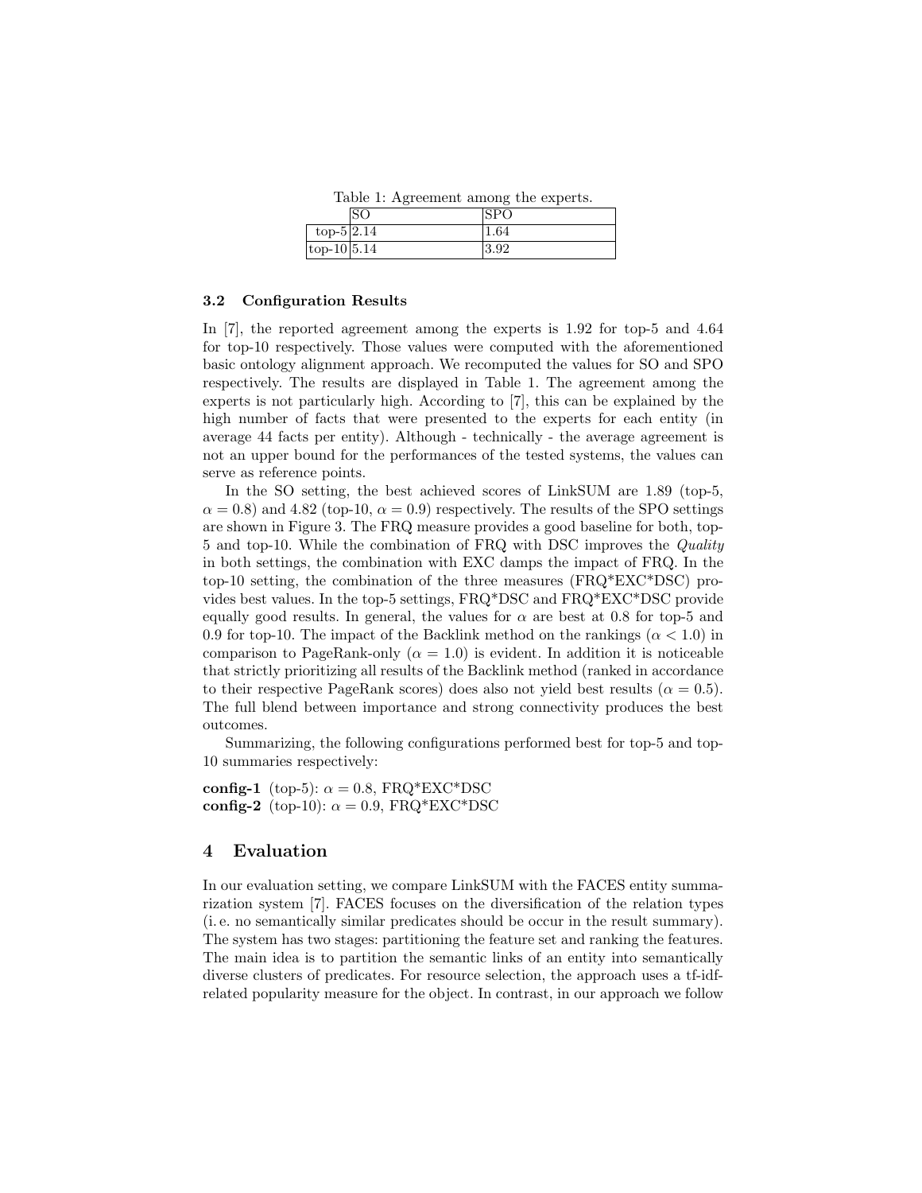Table 1: Agreement among the experts.

| | SO | SPO |
|---|---|---|
| top-5 | 2.14 | 1.64 |
| top-10 | 5.14 | 3.92 |

### 3.2 Configuration Results

In [7], the reported agreement among the experts is 1.92 for top-5 and 4.64 for top-10 respectively. Those values were computed with the aforementioned basic ontology alignment approach. We recomputed the values for SO and SPO respectively. The results are displayed in Table 1. The agreement among the experts is not particularly high. According to [7], this can be explained by the high number of facts that were presented to the experts for each entity (in average 44 facts per entity). Although - technically - the average agreement is not an upper bound for the performances of the tested systems, the values can serve as reference points.

In the SO setting, the best achieved scores of LinkSUM are 1.89 (top-5, $\alpha = 0.8$) and 4.82 (top-10, $\alpha = 0.9$) respectively. The results of the SPO settings are shown in Figure 3. The FRQ measure provides a good baseline for both, top-5 and top-10. While the combination of FRQ with DSC improves the *Quality* in both settings, the combination with EXC damps the impact of FRQ. In the top-10 setting, the combination of the three measures (FRQ*EXC*DSC) provides best values. In the top-5 settings, FRQ*DSC and FRQ*EXC*DSC provide equally good results. In general, the values for $\alpha$ are best at 0.8 for top-5 and 0.9 for top-10. The impact of the Backlink method on the rankings ($\alpha < 1.0$) in comparison to PageRank-only ($\alpha = 1.0$) is evident. In addition it is noticeable that strictly prioritizing all results of the Backlink method (ranked in accordance to their respective PageRank scores) does also not yield best results ($\alpha = 0.5$). The full blend between importance and strong connectivity produces the best outcomes.

Summarizing, the following configurations performed best for top-5 and top-10 summaries respectively:

**config-1** (top-5): $\alpha = 0.8$, FRQ*EXC*DSC
**config-2** (top-10): $\alpha = 0.9$, FRQ*EXC*DSC

## 4 Evaluation

In our evaluation setting, we compare LinkSUM with the FACES entity summarization system [7]. FACES focuses on the diversification of the relation types (i. e. no semantically similar predicates should be occur in the result summary). The system has two stages: partitioning the feature set and ranking the features. The main idea is to partition the semantic links of an entity into semantically diverse clusters of predicates. For resource selection, the approach uses a tf-idf-related popularity measure for the object. In contrast, in our approach we follow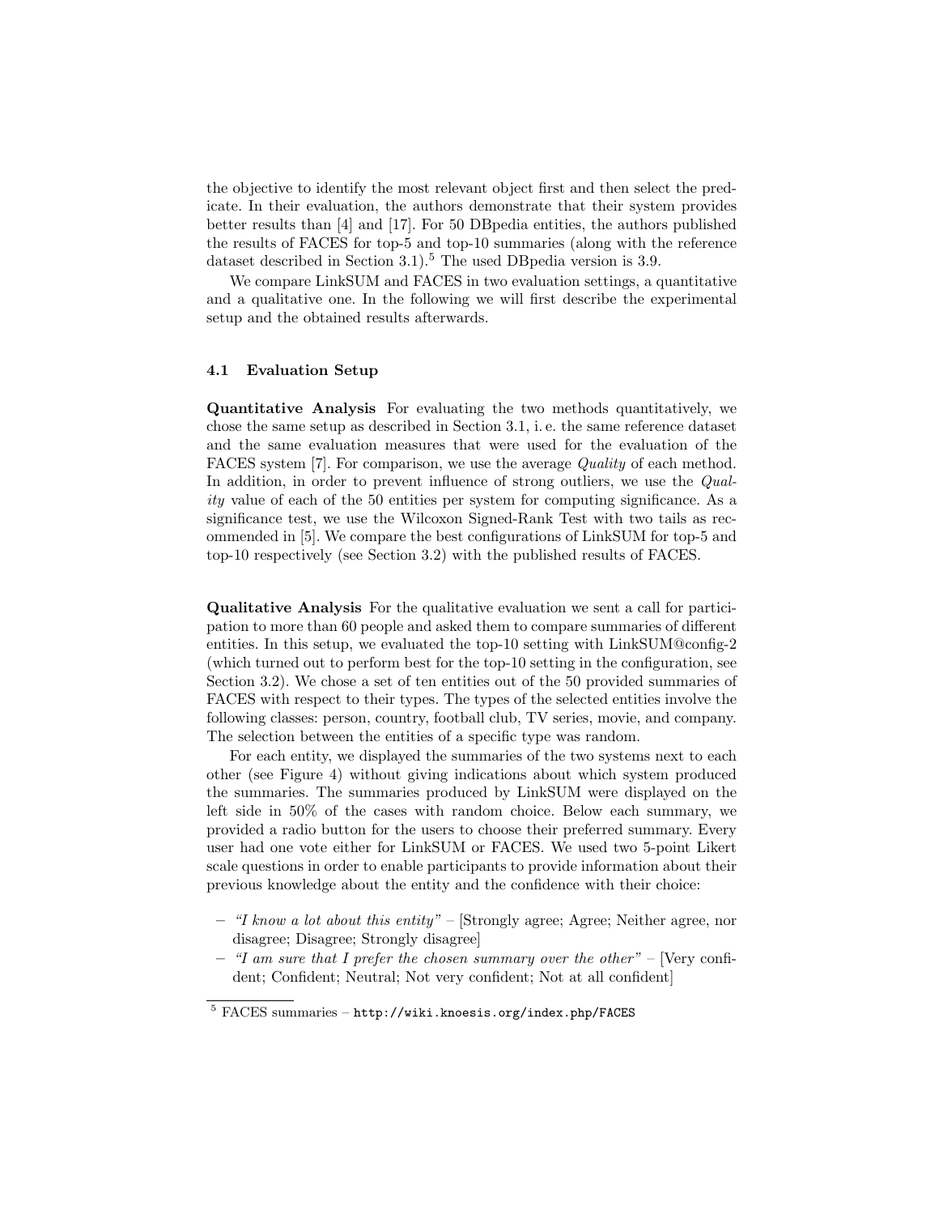the objective to identify the most relevant object first and then select the predicate. In their evaluation, the authors demonstrate that their system provides better results than [4] and [17]. For 50 DBpedia entities, the authors published the results of FACES for top-5 and top-10 summaries (along with the reference dataset described in Section 3.1).[5] The used DBpedia version is 3.9.

We compare LinkSUM and FACES in two evaluation settings, a quantitative and a qualitative one. In the following we will first describe the experimental setup and the obtained results afterwards.

### 4.1 Evaluation Setup

**Quantitative Analysis** For evaluating the two methods quantitatively, we chose the same setup as described in Section 3.1, i. e. the same reference dataset and the same evaluation measures that were used for the evaluation of the FACES system [7]. For comparison, we use the average *Quality* of each method. In addition, in order to prevent influence of strong outliers, we use the *Quality* value of each of the 50 entities per system for computing significance. As a significance test, we use the Wilcoxon Signed-Rank Test with two tails as recommended in [5]. We compare the best configurations of LinkSUM for top-5 and top-10 respectively (see Section 3.2) with the published results of FACES.

**Qualitative Analysis** For the qualitative evaluation we sent a call for participation to more than 60 people and asked them to compare summaries of different entities. In this setup, we evaluated the top-10 setting with LinkSUM@config-2 (which turned out to perform best for the top-10 setting in the configuration, see Section 3.2). We chose a set of ten entities out of the 50 provided summaries of FACES with respect to their types. The types of the selected entities involve the following classes: person, country, football club, TV series, movie, and company. The selection between the entities of a specific type was random.

For each entity, we displayed the summaries of the two systems next to each other (see Figure 4) without giving indications about which system produced the summaries. The summaries produced by LinkSUM were displayed on the left side in 50% of the cases with random choice. Below each summary, we provided a radio button for the users to choose their preferred summary. Every user had one vote either for LinkSUM or FACES. We used two 5-point Likert scale questions in order to enable participants to provide information about their previous knowledge about the entity and the confidence with their choice:

- *"I know a lot about this entity"* – [Strongly agree; Agree; Neither agree, nor disagree; Disagree; Strongly disagree]
- *"I am sure that I prefer the chosen summary over the other"* – [Very confident; Confident; Neutral; Not very confident; Not at all confident]

[5] FACES summaries – `http://wiki.knoesis.org/index.php/FACES`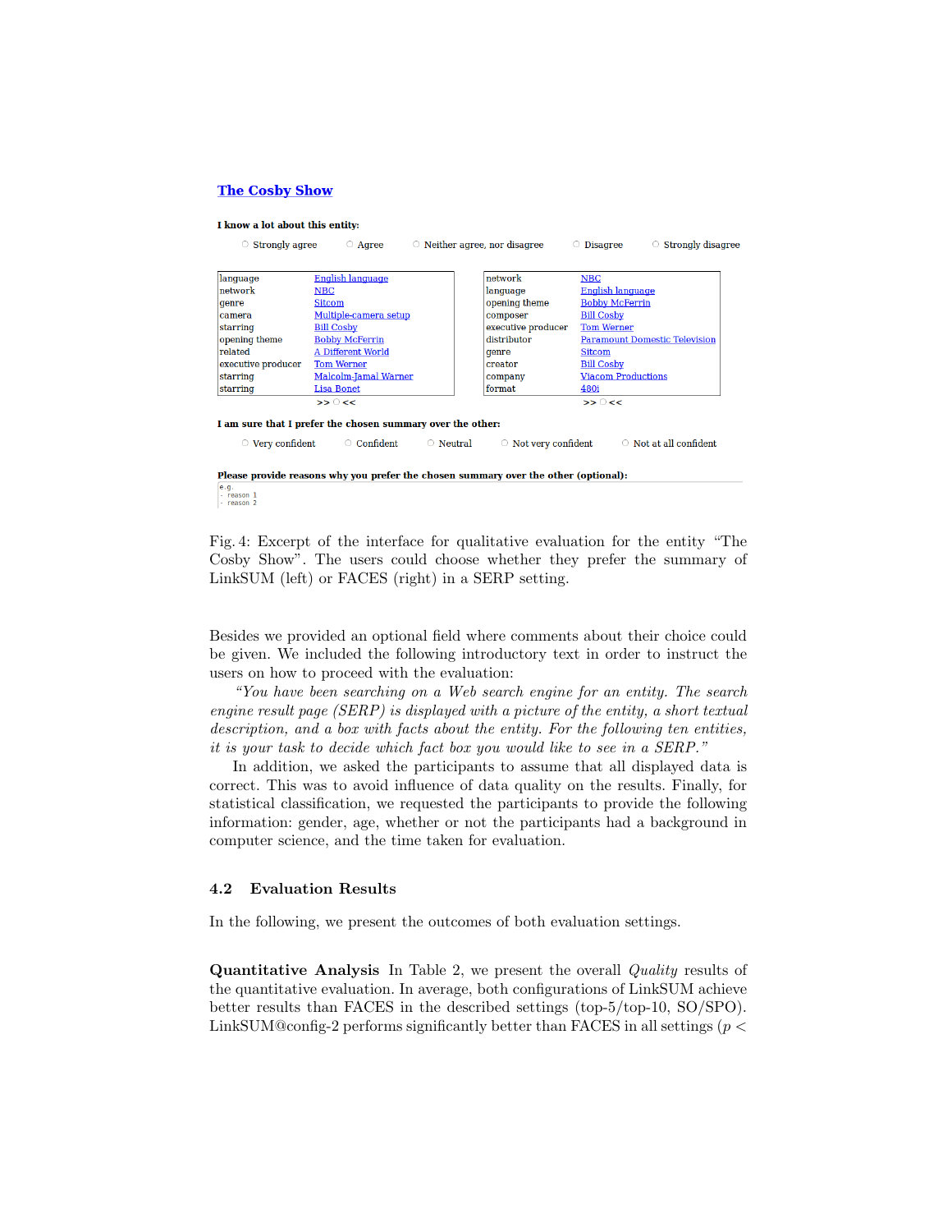**The Cosby Show**

**I know a lot about this entity:**

○ Strongly agree ○ Agree ○ Neither agree, nor disagree ○ Disagree ○ Strongly disagree

| | |
|---|---|
| language | English language |
| network | NBC |
| genre | Sitcom |
| camera | Multiple-camera setup |
| starring | Bill Cosby |
| opening theme | Bobby McFerrin |
| related | A Different World |
| executive producer | Tom Werner |
| starring | Malcolm-Jamal Warner |
| starring | Lisa Bonet |

| | |
|---|---|
| network | NBC |
| language | English language |
| opening theme | Bobby McFerrin |
| composer | Bill Cosby |
| executive producer | Tom Werner |
| distributor | Paramount Domestic Television |
| genre | Sitcom |
| creator | Bill Cosby |
| company | Viacom Productions |
| format | 480i |

>> ○ <<     >> ○ <<

**I am sure that I prefer the chosen summary over the other:**

○ Very confident ○ Confident ○ Neutral ○ Not very confident ○ Not at all confident

**Please provide reasons why you prefer the chosen summary over the other (optional):**

```
e.g.
- reason 1
- reason 2
```

Fig. 4: Excerpt of the interface for qualitative evaluation for the entity "The Cosby Show". The users could choose whether they prefer the summary of LinkSUM (left) or FACES (right) in a SERP setting.

Besides we provided an optional field where comments about their choice could be given. We included the following introductory text in order to instruct the users on how to proceed with the evaluation:

*"You have been searching on a Web search engine for an entity. The search engine result page (SERP) is displayed with a picture of the entity, a short textual description, and a box with facts about the entity. For the following ten entities, it is your task to decide which fact box you would like to see in a SERP."*

In addition, we asked the participants to assume that all displayed data is correct. This was to avoid influence of data quality on the results. Finally, for statistical classification, we requested the participants to provide the following information: gender, age, whether or not the participants had a background in computer science, and the time taken for evaluation.

### 4.2 Evaluation Results

In the following, we present the outcomes of both evaluation settings.

**Quantitative Analysis** In Table 2, we present the overall *Quality* results of the quantitative evaluation. In average, both configurations of LinkSUM achieve better results than FACES in the described settings (top-5/top-10, SO/SPO). LinkSUM@config-2 performs significantly better than FACES in all settings ($p <$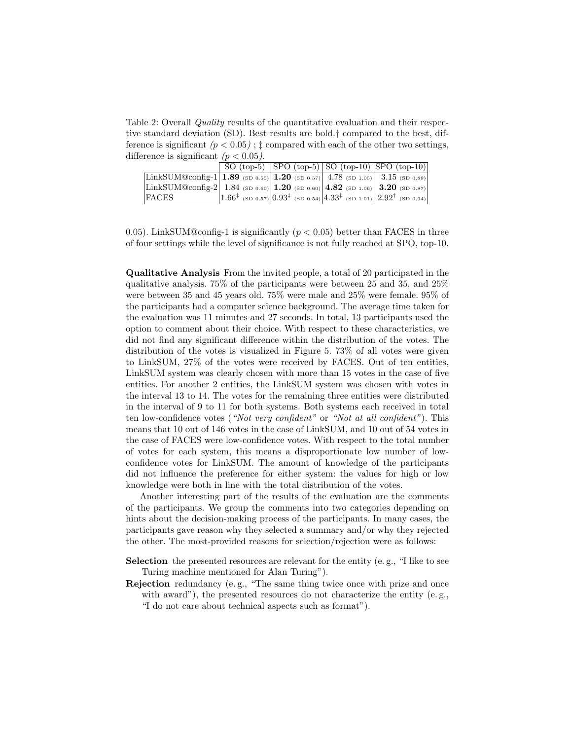Table 2: Overall *Quality* results of the quantitative evaluation and their respective standard deviation (SD). Best results are bold.† compared to the best, difference is significant *($p < 0.05$)* ; ‡ compared with each of the other two settings, difference is significant *($p < 0.05$)*.

| | SO (top-5) | SPO (top-5) | SO (top-10) | SPO (top-10) |
|---|---|---|---|---|
| LinkSUM@config-1 | **1.89** (SD 0.55) | **1.20** (SD 0.57) | 4.78 (SD 1.05) | 3.15 (SD 0.89) |
| LinkSUM@config-2 | 1.84 (SD 0.60) | **1.20** (SD 0.60) | **4.82** (SD 1.06) | **3.20** (SD 0.87) |
| FACES | 1.66‡ (SD 0.57) | 0.93‡ (SD 0.54) | 4.33‡ (SD 1.01) | 2.92† (SD 0.94) |

0.05). LinkSUM@config-1 is significantly ($p < 0.05$) better than FACES in three of four settings while the level of significance is not fully reached at SPO, top-10.

**Qualitative Analysis** From the invited people, a total of 20 participated in the qualitative analysis. 75% of the participants were between 25 and 35, and 25% were between 35 and 45 years old. 75% were male and 25% were female. 95% of the participants had a computer science background. The average time taken for the evaluation was 11 minutes and 27 seconds. In total, 13 participants used the option to comment about their choice. With respect to these characteristics, we did not find any significant difference within the distribution of the votes. The distribution of the votes is visualized in Figure 5. 73% of all votes were given to LinkSUM, 27% of the votes were received by FACES. Out of ten entities, LinkSUM system was clearly chosen with more than 15 votes in the case of five entities. For another 2 entities, the LinkSUM system was chosen with votes in the interval 13 to 14. The votes for the remaining three entities were distributed in the interval of 9 to 11 for both systems. Both systems each received in total ten low-confidence votes (*"Not very confident"* or *"Not at all confident"*). This means that 10 out of 146 votes in the case of LinkSUM, and 10 out of 54 votes in the case of FACES were low-confidence votes. With respect to the total number of votes for each system, this means a disproportionate low number of low-confidence votes for LinkSUM. The amount of knowledge of the participants did not influence the preference for either system: the values for high or low knowledge were both in line with the total distribution of the votes.

Another interesting part of the results of the evaluation are the comments of the participants. We group the comments into two categories depending on hints about the decision-making process of the participants. In many cases, the participants gave reason why they selected a summary and/or why they rejected the other. The most-provided reasons for selection/rejection were as follows:

**Selection** the presented resources are relevant for the entity (e. g., "I like to see Turing machine mentioned for Alan Turing").

**Rejection** redundancy (e. g., "The same thing twice once with prize and once with award"), the presented resources do not characterize the entity (e. g., "I do not care about technical aspects such as format").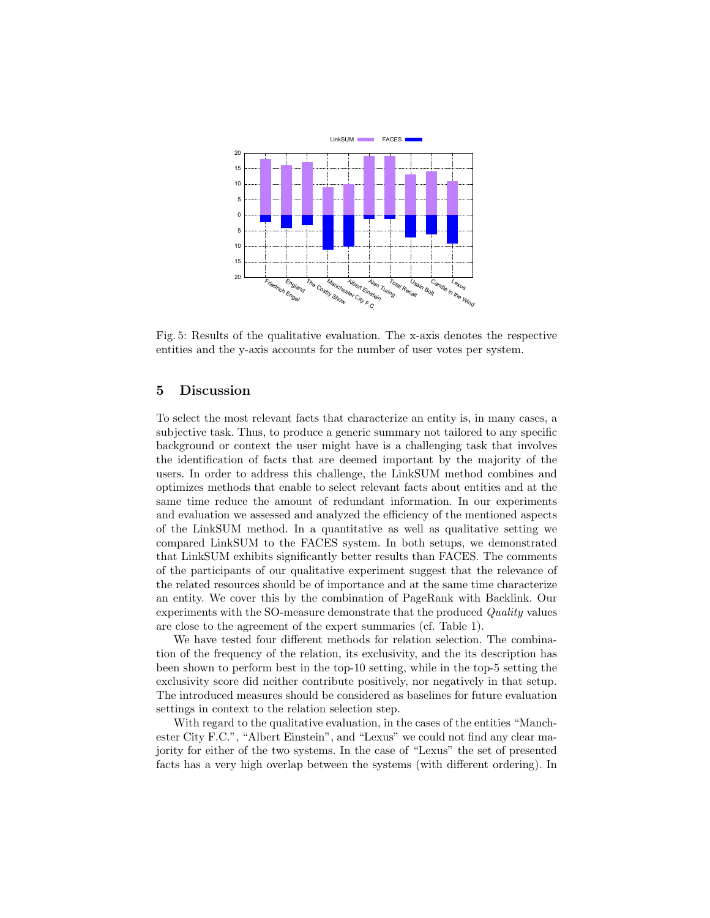LinkSUM FACES

20
15
10
5
0
5
10
15
20

Friedrich Engel
England
The Cosby Show
Manchester City F.C.
Albert Einstein
Alan Turing
Total Recall
Usain Bolt
Candle in the Wind
Lexus

Fig. 5: Results of the qualitative evaluation. The x-axis denotes the respective entities and the y-axis accounts for the number of user votes per system.

## 5 Discussion

To select the most relevant facts that characterize an entity is, in many cases, a subjective task. Thus, to produce a generic summary not tailored to any specific background or context the user might have is a challenging task that involves the identification of facts that are deemed important by the majority of the users. In order to address this challenge, the LinkSUM method combines and optimizes methods that enable to select relevant facts about entities and at the same time reduce the amount of redundant information. In our experiments and evaluation we assessed and analyzed the efficiency of the mentioned aspects of the LinkSUM method. In a quantitative as well as qualitative setting we compared LinkSUM to the FACES system. In both setups, we demonstrated that LinkSUM exhibits significantly better results than FACES. The comments of the participants of our qualitative experiment suggest that the relevance of the related resources should be of importance and at the same time characterize an entity. We cover this by the combination of PageRank with Backlink. Our experiments with the SO-measure demonstrate that the produced *Quality* values are close to the agreement of the expert summaries (cf. Table 1).

We have tested four different methods for relation selection. The combination of the frequency of the relation, its exclusivity, and the its description has been shown to perform best in the top-10 setting, while in the top-5 setting the exclusivity score did neither contribute positively, nor negatively in that setup. The introduced measures should be considered as baselines for future evaluation settings in context to the relation selection step.

With regard to the qualitative evaluation, in the cases of the entities "Manchester City F.C.", "Albert Einstein", and "Lexus" we could not find any clear majority for either of the two systems. In the case of "Lexus" the set of presented facts has a very high overlap between the systems (with different ordering). In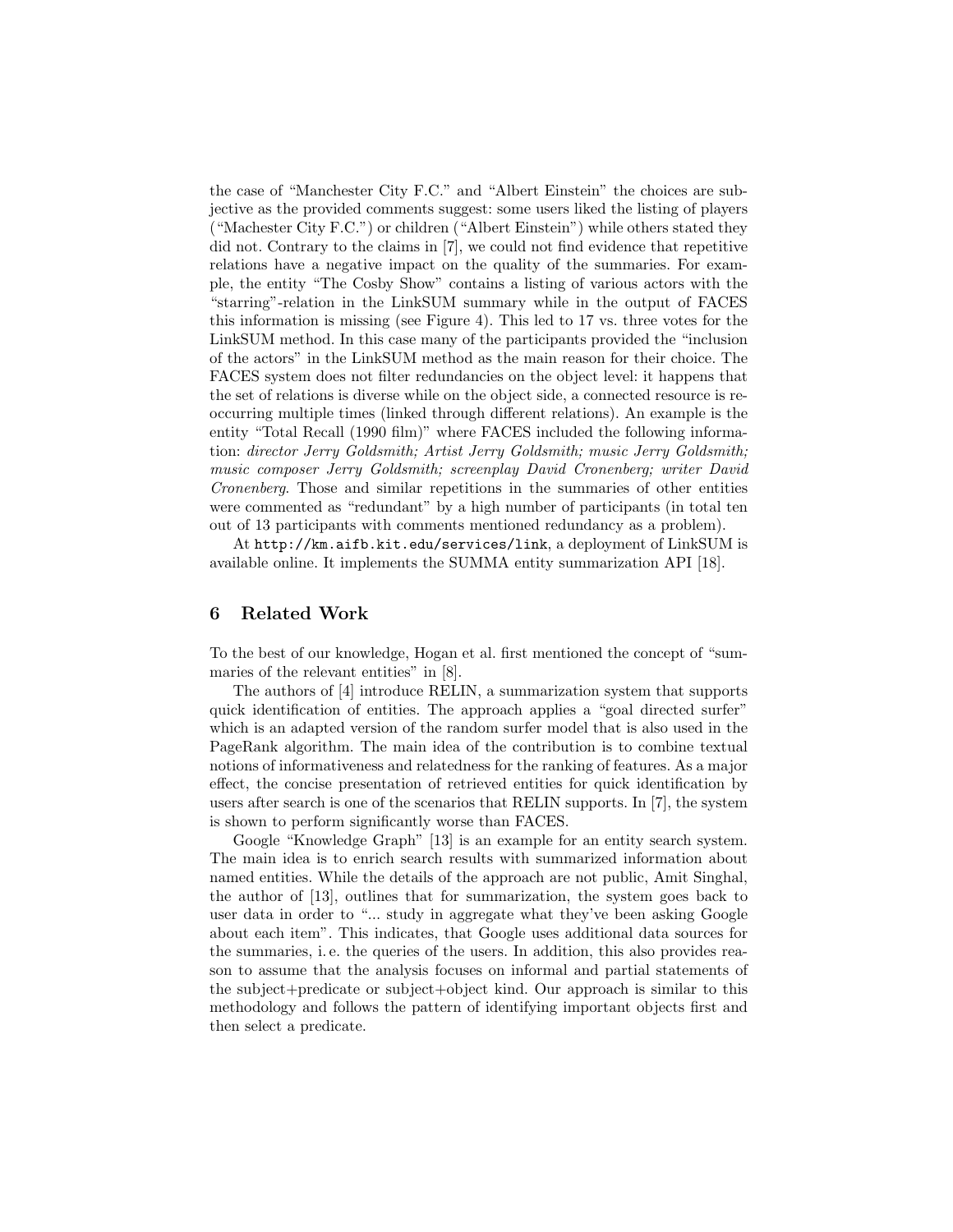the case of "Manchester City F.C." and "Albert Einstein" the choices are subjective as the provided comments suggest: some users liked the listing of players ("Machester City F.C.") or children ("Albert Einstein") while others stated they did not. Contrary to the claims in [7], we could not find evidence that repetitive relations have a negative impact on the quality of the summaries. For example, the entity "The Cosby Show" contains a listing of various actors with the "starring"-relation in the LinkSUM summary while in the output of FACES this information is missing (see Figure 4). This led to 17 vs. three votes for the LinkSUM method. In this case many of the participants provided the "inclusion of the actors" in the LinkSUM method as the main reason for their choice. The FACES system does not filter redundancies on the object level: it happens that the set of relations is diverse while on the object side, a connected resource is reoccurring multiple times (linked through different relations). An example is the entity "Total Recall (1990 film)" where FACES included the following information: *director Jerry Goldsmith; Artist Jerry Goldsmith; music Jerry Goldsmith; music composer Jerry Goldsmith; screenplay David Cronenberg; writer David Cronenberg*. Those and similar repetitions in the summaries of other entities were commented as "redundant" by a high number of participants (in total ten out of 13 participants with comments mentioned redundancy as a problem).

At `http://km.aifb.kit.edu/services/link`, a deployment of LinkSUM is available online. It implements the SUMMA entity summarization API [18].

## 6 Related Work

To the best of our knowledge, Hogan et al. first mentioned the concept of "summaries of the relevant entities" in [8].

The authors of [4] introduce RELIN, a summarization system that supports quick identification of entities. The approach applies a "goal directed surfer" which is an adapted version of the random surfer model that is also used in the PageRank algorithm. The main idea of the contribution is to combine textual notions of informativeness and relatedness for the ranking of features. As a major effect, the concise presentation of retrieved entities for quick identification by users after search is one of the scenarios that RELIN supports. In [7], the system is shown to perform significantly worse than FACES.

Google "Knowledge Graph" [13] is an example for an entity search system. The main idea is to enrich search results with summarized information about named entities. While the details of the approach are not public, Amit Singhal, the author of [13], outlines that for summarization, the system goes back to user data in order to "... study in aggregate what they've been asking Google about each item". This indicates, that Google uses additional data sources for the summaries, i. e. the queries of the users. In addition, this also provides reason to assume that the analysis focuses on informal and partial statements of the subject+predicate or subject+object kind. Our approach is similar to this methodology and follows the pattern of identifying important objects first and then select a predicate.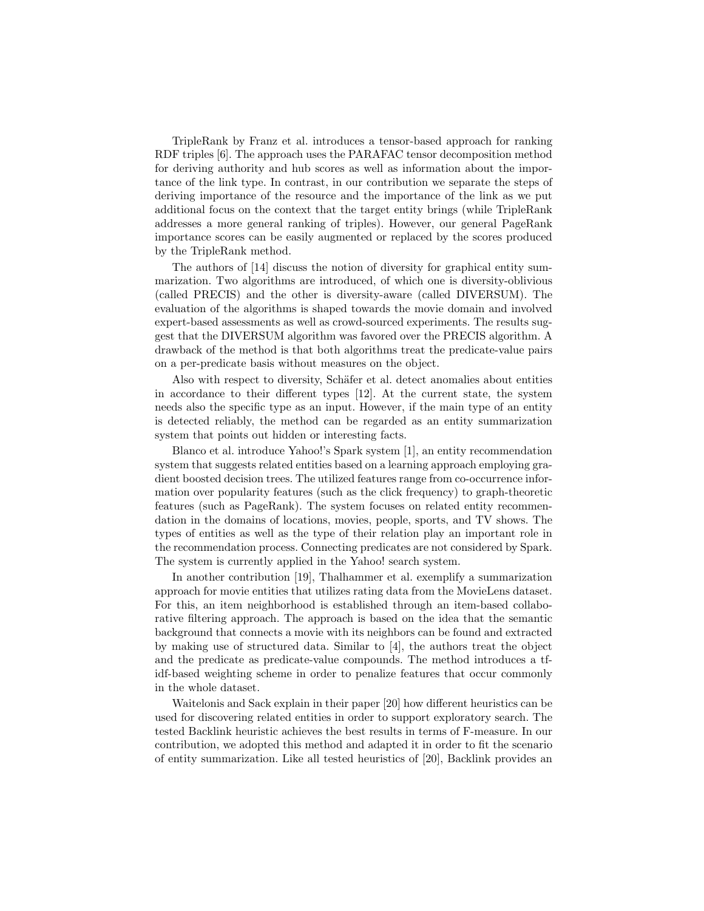TripleRank by Franz et al. introduces a tensor-based approach for ranking RDF triples [6]. The approach uses the PARAFAC tensor decomposition method for deriving authority and hub scores as well as information about the importance of the link type. In contrast, in our contribution we separate the steps of deriving importance of the resource and the importance of the link as we put additional focus on the context that the target entity brings (while TripleRank addresses a more general ranking of triples). However, our general PageRank importance scores can be easily augmented or replaced by the scores produced by the TripleRank method.

The authors of [14] discuss the notion of diversity for graphical entity summarization. Two algorithms are introduced, of which one is diversity-oblivious (called PRECIS) and the other is diversity-aware (called DIVERSUM). The evaluation of the algorithms is shaped towards the movie domain and involved expert-based assessments as well as crowd-sourced experiments. The results suggest that the DIVERSUM algorithm was favored over the PRECIS algorithm. A drawback of the method is that both algorithms treat the predicate-value pairs on a per-predicate basis without measures on the object.

Also with respect to diversity, Schäfer et al. detect anomalies about entities in accordance to their different types [12]. At the current state, the system needs also the specific type as an input. However, if the main type of an entity is detected reliably, the method can be regarded as an entity summarization system that points out hidden or interesting facts.

Blanco et al. introduce Yahoo!'s Spark system [1], an entity recommendation system that suggests related entities based on a learning approach employing gradient boosted decision trees. The utilized features range from co-occurrence information over popularity features (such as the click frequency) to graph-theoretic features (such as PageRank). The system focuses on related entity recommendation in the domains of locations, movies, people, sports, and TV shows. The types of entities as well as the type of their relation play an important role in the recommendation process. Connecting predicates are not considered by Spark. The system is currently applied in the Yahoo! search system.

In another contribution [19], Thalhammer et al. exemplify a summarization approach for movie entities that utilizes rating data from the MovieLens dataset. For this, an item neighborhood is established through an item-based collaborative filtering approach. The approach is based on the idea that the semantic background that connects a movie with its neighbors can be found and extracted by making use of structured data. Similar to [4], the authors treat the object and the predicate as predicate-value compounds. The method introduces a tf-idf-based weighting scheme in order to penalize features that occur commonly in the whole dataset.

Waitelonis and Sack explain in their paper [20] how different heuristics can be used for discovering related entities in order to support exploratory search. The tested Backlink heuristic achieves the best results in terms of F-measure. In our contribution, we adopted this method and adapted it in order to fit the scenario of entity summarization. Like all tested heuristics of [20], Backlink provides an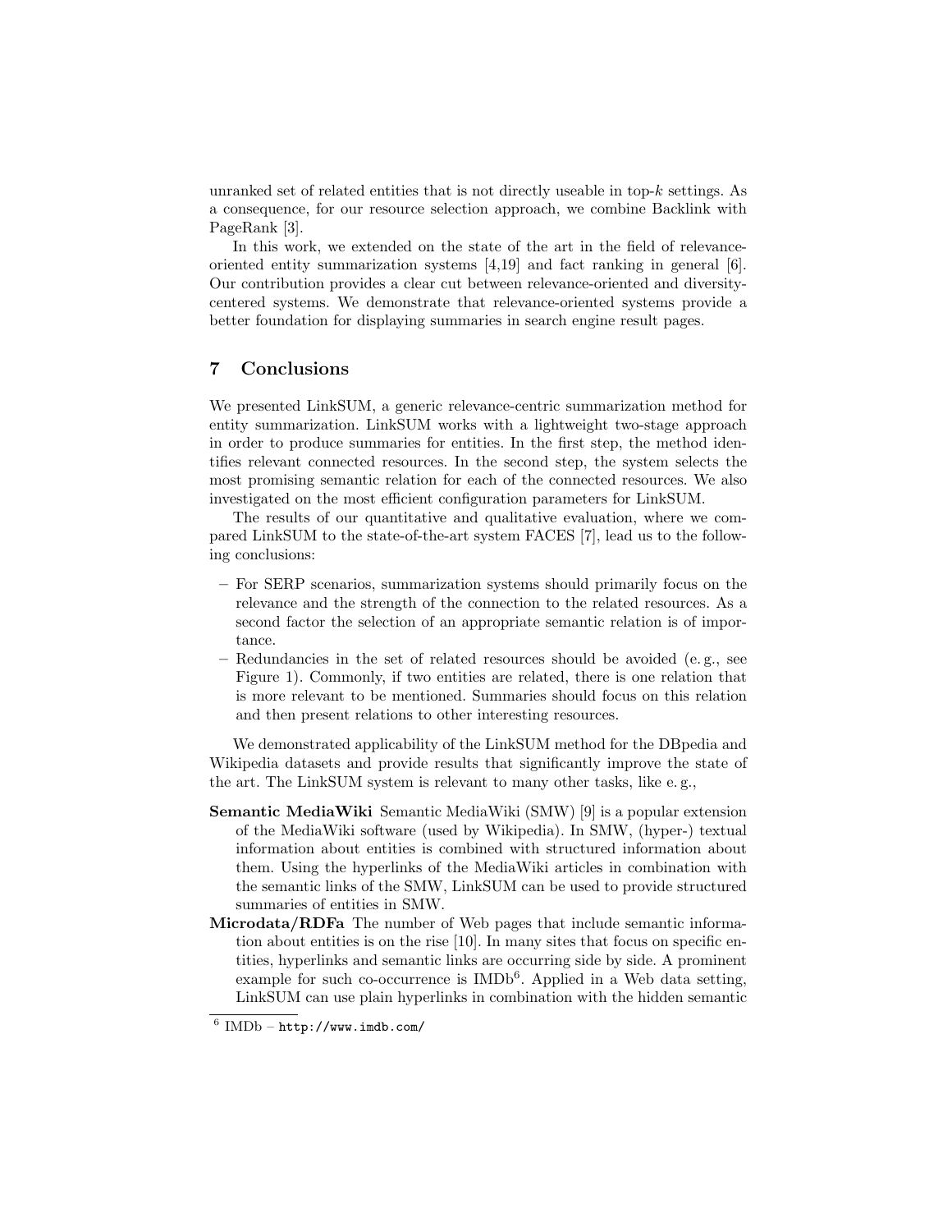unranked set of related entities that is not directly useable in top-$k$ settings. As a consequence, for our resource selection approach, we combine Backlink with PageRank [3].

In this work, we extended on the state of the art in the field of relevance-oriented entity summarization systems [4,19] and fact ranking in general [6]. Our contribution provides a clear cut between relevance-oriented and diversity-centered systems. We demonstrate that relevance-oriented systems provide a better foundation for displaying summaries in search engine result pages.

## 7 Conclusions

We presented LinkSUM, a generic relevance-centric summarization method for entity summarization. LinkSUM works with a lightweight two-stage approach in order to produce summaries for entities. In the first step, the method identifies relevant connected resources. In the second step, the system selects the most promising semantic relation for each of the connected resources. We also investigated on the most efficient configuration parameters for LinkSUM.

The results of our quantitative and qualitative evaluation, where we compared LinkSUM to the state-of-the-art system FACES [7], lead us to the following conclusions:

- For SERP scenarios, summarization systems should primarily focus on the relevance and the strength of the connection to the related resources. As a second factor the selection of an appropriate semantic relation is of importance.
- Redundancies in the set of related resources should be avoided (e. g., see Figure 1). Commonly, if two entities are related, there is one relation that is more relevant to be mentioned. Summaries should focus on this relation and then present relations to other interesting resources.

We demonstrated applicability of the LinkSUM method for the DBpedia and Wikipedia datasets and provide results that significantly improve the state of the art. The LinkSUM system is relevant to many other tasks, like e. g.,

**Semantic MediaWiki** Semantic MediaWiki (SMW) [9] is a popular extension of the MediaWiki software (used by Wikipedia). In SMW, (hyper-) textual information about entities is combined with structured information about them. Using the hyperlinks of the MediaWiki articles in combination with the semantic links of the SMW, LinkSUM can be used to provide structured summaries of entities in SMW.

**Microdata/RDFa** The number of Web pages that include semantic information about entities is on the rise [10]. In many sites that focus on specific entities, hyperlinks and semantic links are occurring side by side. A prominent example for such co-occurrence is IMDb[6]. Applied in a Web data setting, LinkSUM can use plain hyperlinks in combination with the hidden semantic

[6] IMDb – http://www.imdb.com/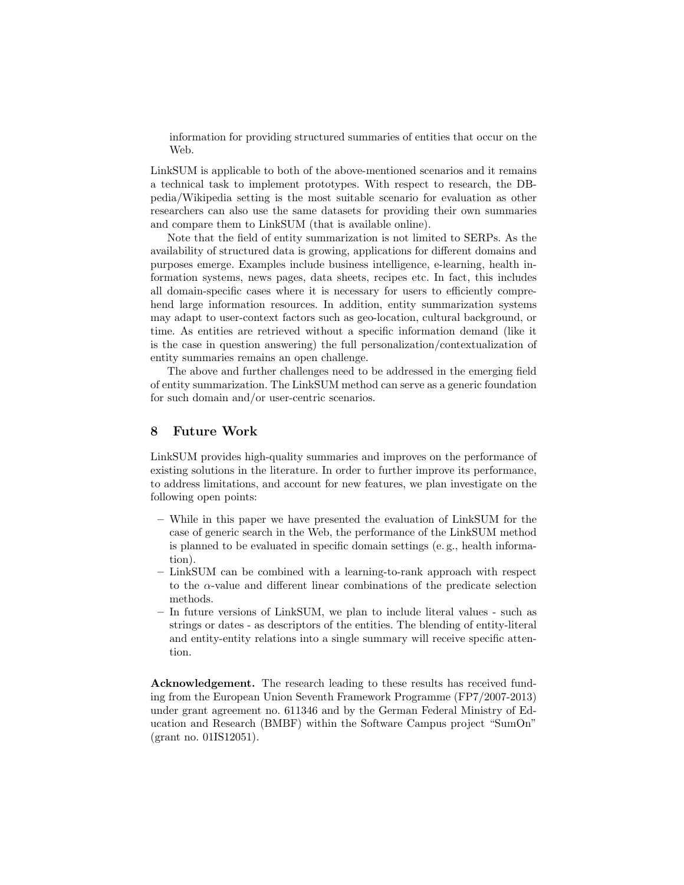information for providing structured summaries of entities that occur on the Web.

LinkSUM is applicable to both of the above-mentioned scenarios and it remains a technical task to implement prototypes. With respect to research, the DBpedia/Wikipedia setting is the most suitable scenario for evaluation as other researchers can also use the same datasets for providing their own summaries and compare them to LinkSUM (that is available online).

Note that the field of entity summarization is not limited to SERPs. As the availability of structured data is growing, applications for different domains and purposes emerge. Examples include business intelligence, e-learning, health information systems, news pages, data sheets, recipes etc. In fact, this includes all domain-specific cases where it is necessary for users to efficiently comprehend large information resources. In addition, entity summarization systems may adapt to user-context factors such as geo-location, cultural background, or time. As entities are retrieved without a specific information demand (like it is the case in question answering) the full personalization/contextualization of entity summaries remains an open challenge.

The above and further challenges need to be addressed in the emerging field of entity summarization. The LinkSUM method can serve as a generic foundation for such domain and/or user-centric scenarios.

## 8 Future Work

LinkSUM provides high-quality summaries and improves on the performance of existing solutions in the literature. In order to further improve its performance, to address limitations, and account for new features, we plan investigate on the following open points:

- While in this paper we have presented the evaluation of LinkSUM for the case of generic search in the Web, the performance of the LinkSUM method is planned to be evaluated in specific domain settings (e. g., health information).
- LinkSUM can be combined with a learning-to-rank approach with respect to the $\alpha$-value and different linear combinations of the predicate selection methods.
- In future versions of LinkSUM, we plan to include literal values - such as strings or dates - as descriptors of the entities. The blending of entity-literal and entity-entity relations into a single summary will receive specific attention.

**Acknowledgement.** The research leading to these results has received funding from the European Union Seventh Framework Programme (FP7/2007-2013) under grant agreement no. 611346 and by the German Federal Ministry of Education and Research (BMBF) within the Software Campus project "SumOn" (grant no. 01IS12051).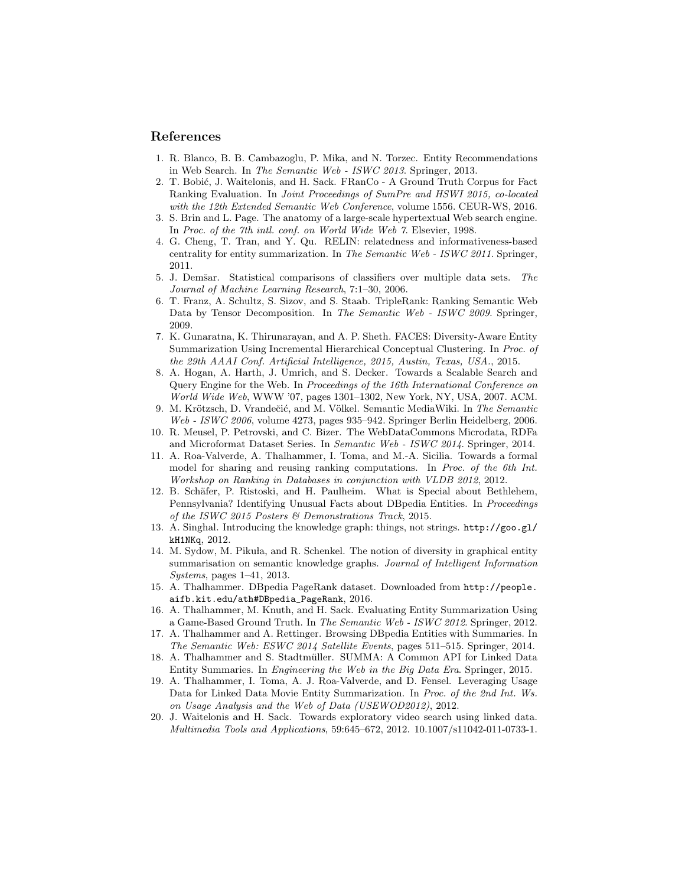## References

1. R. Blanco, B. B. Cambazoglu, P. Mika, and N. Torzec. Entity Recommendations in Web Search. In *The Semantic Web - ISWC 2013*. Springer, 2013.
2. T. Bobić, J. Waitelonis, and H. Sack. FRanCo - A Ground Truth Corpus for Fact Ranking Evaluation. In *Joint Proceedings of SumPre and HSWI 2015, co-located with the 12th Extended Semantic Web Conference*, volume 1556. CEUR-WS, 2016.
3. S. Brin and L. Page. The anatomy of a large-scale hypertextual Web search engine. In *Proc. of the 7th intl. conf. on World Wide Web 7*. Elsevier, 1998.
4. G. Cheng, T. Tran, and Y. Qu. RELIN: relatedness and informativeness-based centrality for entity summarization. In *The Semantic Web - ISWC 2011*. Springer, 2011.
5. J. Demšar. Statistical comparisons of classifiers over multiple data sets. *The Journal of Machine Learning Research*, 7:1–30, 2006.
6. T. Franz, A. Schultz, S. Sizov, and S. Staab. TripleRank: Ranking Semantic Web Data by Tensor Decomposition. In *The Semantic Web - ISWC 2009*. Springer, 2009.
7. K. Gunaratna, K. Thirunarayan, and A. P. Sheth. FACES: Diversity-Aware Entity Summarization Using Incremental Hierarchical Conceptual Clustering. In *Proc. of the 29th AAAI Conf. Artificial Intelligence, 2015, Austin, Texas, USA.*, 2015.
8. A. Hogan, A. Harth, J. Umrich, and S. Decker. Towards a Scalable Search and Query Engine for the Web. In *Proceedings of the 16th International Conference on World Wide Web*, WWW '07, pages 1301–1302, New York, NY, USA, 2007. ACM.
9. M. Krötzsch, D. Vrandečić, and M. Völkel. Semantic MediaWiki. In *The Semantic Web - ISWC 2006*, volume 4273, pages 935–942. Springer Berlin Heidelberg, 2006.
10. R. Meusel, P. Petrovski, and C. Bizer. The WebDataCommons Microdata, RDFa and Microformat Dataset Series. In *Semantic Web - ISWC 2014*. Springer, 2014.
11. A. Roa-Valverde, A. Thalhammer, I. Toma, and M.-A. Sicilia. Towards a formal model for sharing and reusing ranking computations. In *Proc. of the 6th Int. Workshop on Ranking in Databases in conjunction with VLDB 2012*, 2012.
12. B. Schäfer, P. Ristoski, and H. Paulheim. What is Special about Bethlehem, Pennsylvania? Identifying Unusual Facts about DBpedia Entities. In *Proceedings of the ISWC 2015 Posters & Demonstrations Track*, 2015.
13. A. Singhal. Introducing the knowledge graph: things, not strings. `http://goo.gl/kH1NKq`, 2012.
14. M. Sydow, M. Pikuła, and R. Schenkel. The notion of diversity in graphical entity summarisation on semantic knowledge graphs. *Journal of Intelligent Information Systems*, pages 1–41, 2013.
15. A. Thalhammer. DBpedia PageRank dataset. Downloaded from `http://people.aifb.kit.edu/ath#DBpedia_PageRank`, 2016.
16. A. Thalhammer, M. Knuth, and H. Sack. Evaluating Entity Summarization Using a Game-Based Ground Truth. In *The Semantic Web - ISWC 2012*. Springer, 2012.
17. A. Thalhammer and A. Rettinger. Browsing DBpedia Entities with Summaries. In *The Semantic Web: ESWC 2014 Satellite Events*, pages 511–515. Springer, 2014.
18. A. Thalhammer and S. Stadtmüller. SUMMA: A Common API for Linked Data Entity Summaries. In *Engineering the Web in the Big Data Era*. Springer, 2015.
19. A. Thalhammer, I. Toma, A. J. Roa-Valverde, and D. Fensel. Leveraging Usage Data for Linked Data Movie Entity Summarization. In *Proc. of the 2nd Int. Ws. on Usage Analysis and the Web of Data (USEWOD2012)*, 2012.
20. J. Waitelonis and H. Sack. Towards exploratory video search using linked data. *Multimedia Tools and Applications*, 59:645–672, 2012. 10.1007/s11042-011-0733-1.